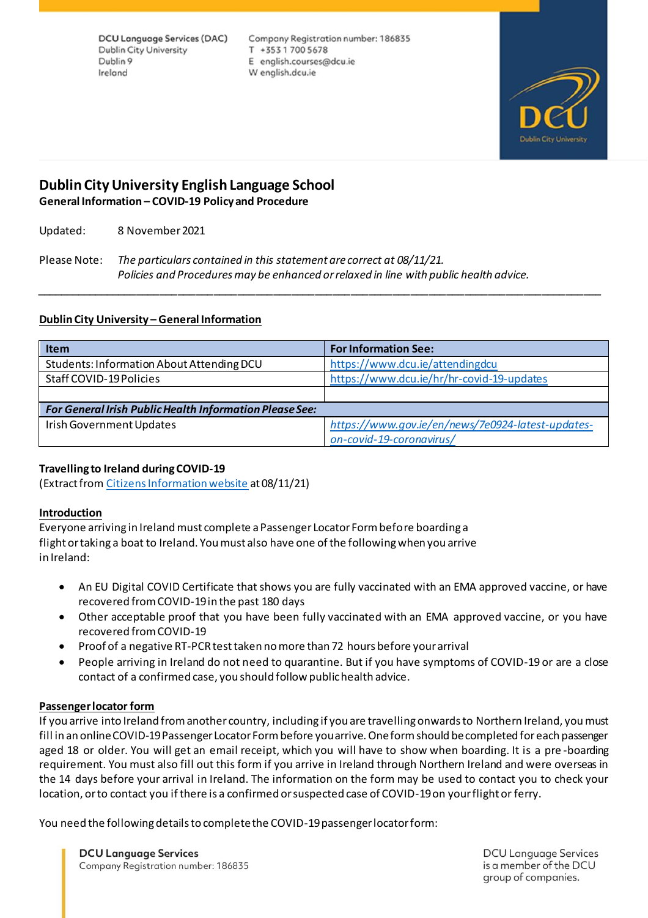DCU Language Services (DAC)
Dublin City University
Dublin 9
Ireland

Company Registration number: 186835
T +353 1 700 5678
E english.courses@dcu.ie
W english.dcu.ie

# Dublin City University English Language School

**General Information – COVID-19 Policy and Procedure**

Updated: 8 November 2021

Please Note: *The particulars contained in this statement are correct at 08/11/21.*
*Policies and Procedures may be enhanced or relaxed in line with public health advice.*

---

## Dublin City University – General Information

| Item | For Information See: |
|---|---|
| Students: Information About Attending DCU | https://www.dcu.ie/attendingdcu |
| Staff COVID-19 Policies | https://www.dcu.ie/hr/hr-covid-19-updates |
| | |
| ***For General Irish Public Health Information Please See:*** | |
| Irish Government Updates | *https://www.gov.ie/en/news/7e0924-latest-updates-on-covid-19-coronavirus/* |

**Travelling to Ireland during COVID-19**
(Extract from Citizens Information website at 08/11/21)

### Introduction

Everyone arriving in Ireland must complete a Passenger Locator Form before boarding a flight or taking a boat to Ireland. You must also have one of the following when you arrive in Ireland:

- An EU Digital COVID Certificate that shows you are fully vaccinated with an EMA approved vaccine, or have recovered from COVID-19 in the past 180 days
- Other acceptable proof that you have been fully vaccinated with an EMA approved vaccine, or you have recovered from COVID-19
- Proof of a negative RT-PCR test taken no more than 72 hours before your arrival
- People arriving in Ireland do not need to quarantine. But if you have symptoms of COVID-19 or are a close contact of a confirmed case, you should follow public health advice.

### Passenger locator form

If you arrive into Ireland from another country, including if you are travelling onwards to Northern Ireland, you must fill in an online COVID-19 Passenger Locator Form before you arrive. One form should be completed for each passenger aged 18 or older. You will get an email receipt, which you will have to show when boarding. It is a pre-boarding requirement. You must also fill out this form if you arrive in Ireland through Northern Ireland and were overseas in the 14 days before your arrival in Ireland. The information on the form may be used to contact you to check your location, or to contact you if there is a confirmed or suspected case of COVID-19 on your flight or ferry.

You need the following details to complete the COVID-19 passenger locator form: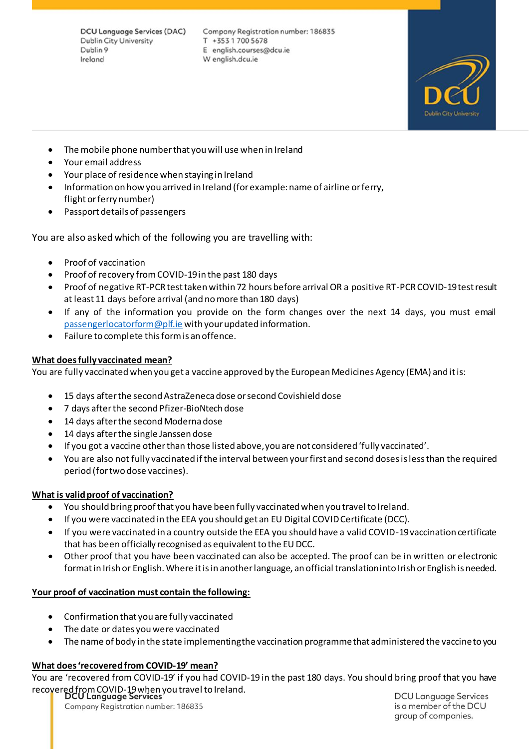- The mobile phone number that you will use when in Ireland
- Your email address
- Your place of residence when staying in Ireland
- Information on how you arrived in Ireland (for example: name of airline or ferry, flight or ferry number)
- Passport details of passengers

You are also asked which of the following you are travelling with:

- Proof of vaccination
- Proof of recovery from COVID-19 in the past 180 days
- Proof of negative RT-PCR test taken within 72 hours before arrival OR a positive RT-PCR COVID-19 test result at least 11 days before arrival (and no more than 180 days)
- If any of the information you provide on the form changes over the next 14 days, you must email passengerlocatorform@plf.ie with your updated information.
- Failure to complete this form is an offence.

**What does fully vaccinated mean?**

You are fully vaccinated when you get a vaccine approved by the European Medicines Agency (EMA) and it is:

- 15 days after the second AstraZeneca dose or second Covishield dose
- 7 days after the second Pfizer-BioNtech dose
- 14 days after the second Moderna dose
- 14 days after the single Janssen dose
- If you got a vaccine other than those listed above, you are not considered 'fully vaccinated'.
- You are also not fully vaccinated if the interval between your first and second doses is less than the required period (for two dose vaccines).

**What is valid proof of vaccination?**

- You should bring proof that you have been fully vaccinated when you travel to Ireland.
- If you were vaccinated in the EEA you should get an EU Digital COVID Certificate (DCC).
- If you were vaccinated in a country outside the EEA you should have a valid COVID-19 vaccination certificate that has been officially recognised as equivalent to the EU DCC.
- Other proof that you have been vaccinated can also be accepted. The proof can be in written or electronic format in Irish or English. Where it is in another language, an official translation into Irish or English is needed.

**Your proof of vaccination must contain the following:**

- Confirmation that you are fully vaccinated
- The date or dates you were vaccinated
- The name of body in the state implementing the vaccination programme that administered the vaccine to you

**What does 'recovered from COVID-19' mean?**

You are 'recovered from COVID-19' if you had COVID-19 in the past 180 days. You should bring proof that you have recovered from COVID-19 when you travel to Ireland.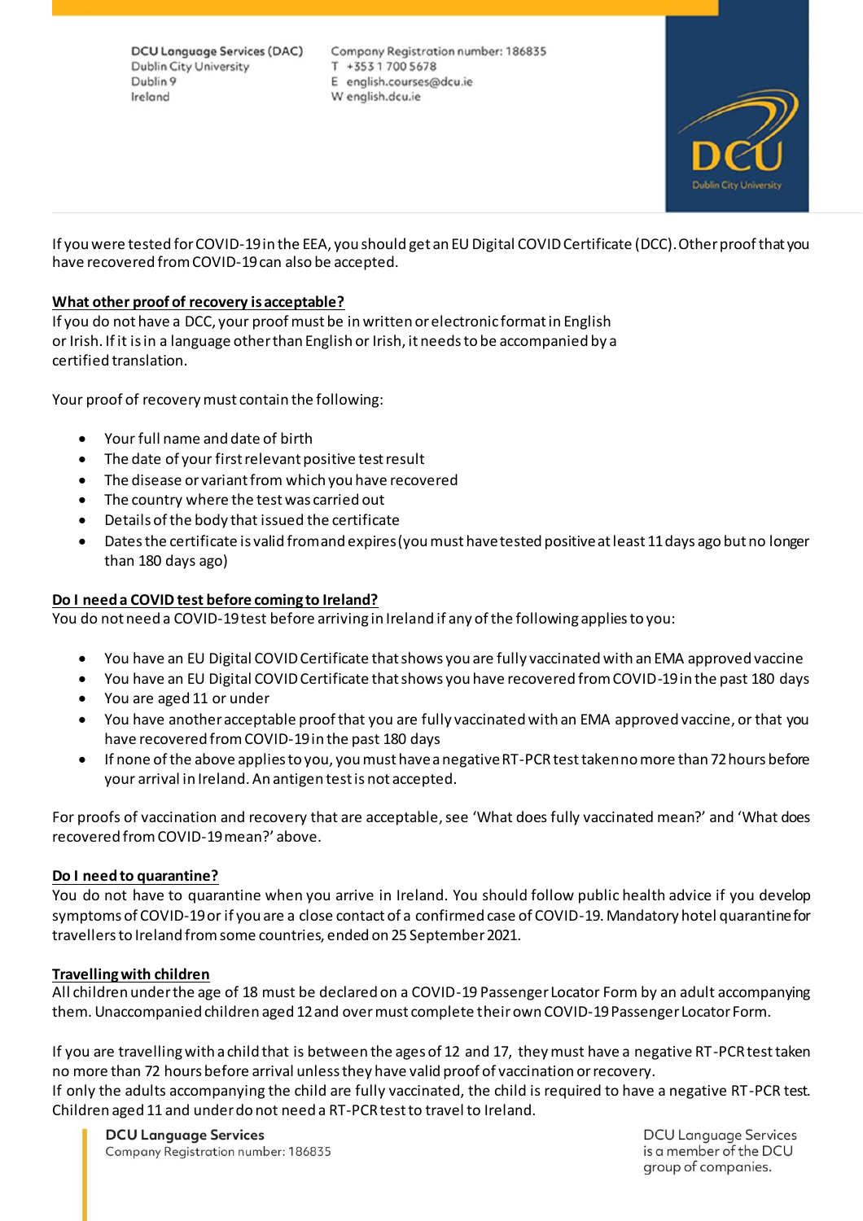If you were tested for COVID-19 in the EEA, you should get an EU Digital COVID Certificate (DCC). Other proof that you have recovered from COVID-19 can also be accepted.

**What other proof of recovery is acceptable?**

If you do not have a DCC, your proof must be in written or electronic format in English or Irish. If it is in a language other than English or Irish, it needs to be accompanied by a certified translation.

Your proof of recovery must contain the following:

- Your full name and date of birth
- The date of your first relevant positive test result
- The disease or variant from which you have recovered
- The country where the test was carried out
- Details of the body that issued the certificate
- Dates the certificate is valid from and expires (you must have tested positive at least 11 days ago but no longer than 180 days ago)

**Do I need a COVID test before coming to Ireland?**

You do not need a COVID-19 test before arriving in Ireland if any of the following applies to you:

- You have an EU Digital COVID Certificate that shows you are fully vaccinated with an EMA approved vaccine
- You have an EU Digital COVID Certificate that shows you have recovered from COVID-19 in the past 180 days
- You are aged 11 or under
- You have another acceptable proof that you are fully vaccinated with an EMA approved vaccine, or that you have recovered from COVID-19 in the past 180 days
- If none of the above applies to you, you must have a negative RT-PCR test taken no more than 72 hours before your arrival in Ireland. An antigen test is not accepted.

For proofs of vaccination and recovery that are acceptable, see 'What does fully vaccinated mean?' and 'What does recovered from COVID-19 mean?' above.

**Do I need to quarantine?**

You do not have to quarantine when you arrive in Ireland. You should follow public health advice if you develop symptoms of COVID-19 or if you are a close contact of a confirmed case of COVID-19. Mandatory hotel quarantine for travellers to Ireland from some countries, ended on 25 September 2021.

**Travelling with children**

All children under the age of 18 must be declared on a COVID-19 Passenger Locator Form by an adult accompanying them. Unaccompanied children aged 12 and over must complete their own COVID-19 Passenger Locator Form.

If you are travelling with a child that is between the ages of 12 and 17, they must have a negative RT-PCR test taken no more than 72 hours before arrival unless they have valid proof of vaccination or recovery.
If only the adults accompanying the child are fully vaccinated, the child is required to have a negative RT-PCR test. Children aged 11 and under do not need a RT-PCR test to travel to Ireland.